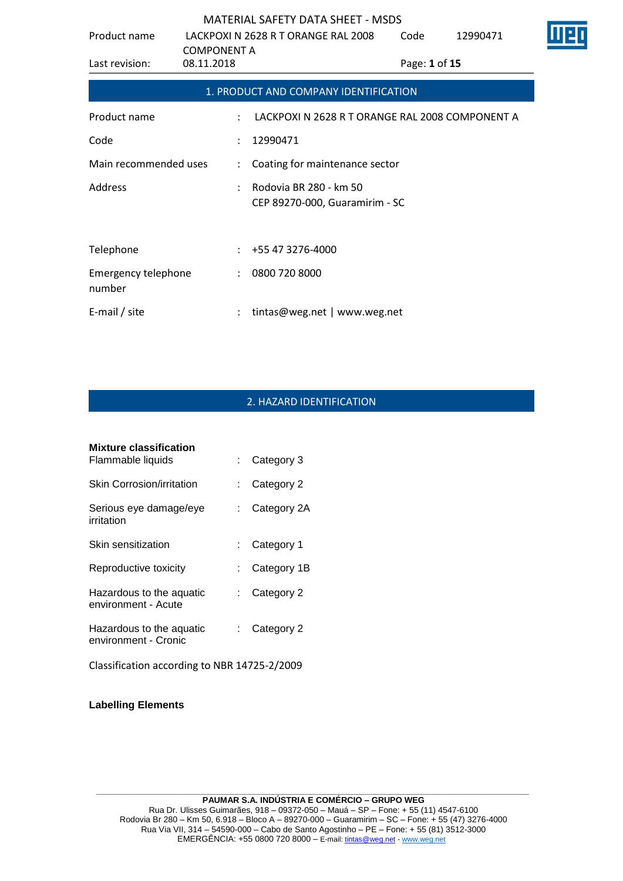## 1. PRODUCT AND COMPANY IDENTIFICATION

| | | |
|---|---|---|
| Product name | : | LACKPOXI N 2628 R T ORANGE RAL 2008 COMPONENT A |
| Code | : | 12990471 |
| Main recommended uses | : | Coating for maintenance sector |
| Address | : | Rodovia BR 280 - km 50<br>CEP 89270-000, Guaramirim - SC |
| Telephone | : | +55 47 3276-4000 |
| Emergency telephone number | : | 0800 720 8000 |
| E-mail / site | : | tintas@weg.net \| www.weg.net |

## 2. HAZARD IDENTIFICATION

**Mixture classification**

| | | |
|---|---|---|
| Flammable liquids | : | Category 3 |
| Skin Corrosion/irritation | : | Category 2 |
| Serious eye damage/eye irritation | : | Category 2A |
| Skin sensitization | : | Category 1 |
| Reproductive toxicity | : | Category 1B |
| Hazardous to the aquatic environment - Acute | : | Category 2 |
| Hazardous to the aquatic environment - Cronic | : | Category 2 |

Classification according to NBR 14725-2/2009

**Labelling Elements**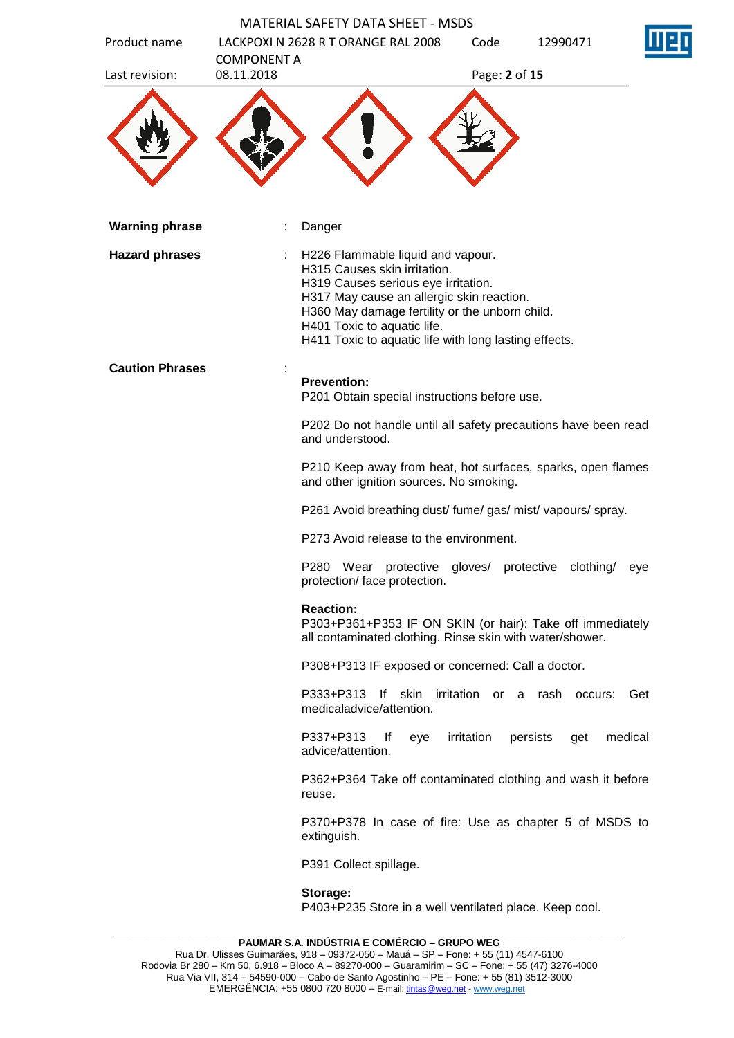**Warning phrase** : Danger

**Hazard phrases** :
H226 Flammable liquid and vapour.
H315 Causes skin irritation.
H319 Causes serious eye irritation.
H317 May cause an allergic skin reaction.
H360 May damage fertility or the unborn child.
H401 Toxic to aquatic life.
H411 Toxic to aquatic life with long lasting effects.

**Caution Phrases** :

**Prevention:**
P201 Obtain special instructions before use.

P202 Do not handle until all safety precautions have been read and understood.

P210 Keep away from heat, hot surfaces, sparks, open flames and other ignition sources. No smoking.

P261 Avoid breathing dust/ fume/ gas/ mist/ vapours/ spray.

P273 Avoid release to the environment.

P280 Wear protective gloves/ protective clothing/ eye protection/ face protection.

**Reaction:**
P303+P361+P353 IF ON SKIN (or hair): Take off immediately all contaminated clothing. Rinse skin with water/shower.

P308+P313 IF exposed or concerned: Call a doctor.

P333+P313 If skin irritation or a rash occurs: Get medicaladvice/attention.

P337+P313 If eye irritation persists get medical advice/attention.

P362+P364 Take off contaminated clothing and wash it before reuse.

P370+P378 In case of fire: Use as chapter 5 of MSDS to extinguish.

P391 Collect spillage.

**Storage:**
P403+P235 Store in a well ventilated place. Keep cool.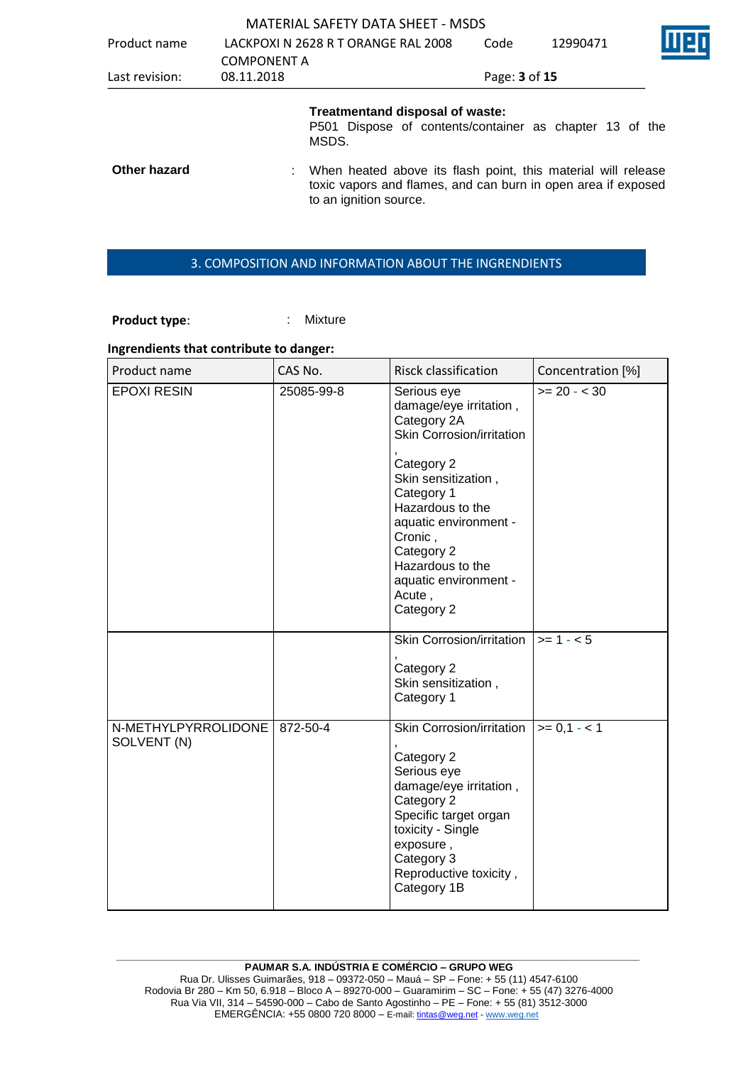**Treatmentand disposal of waste:**
P501 Dispose of contents/container as chapter 13 of the MSDS.

**Other hazard** : When heated above its flash point, this material will release toxic vapors and flames, and can burn in open area if exposed to an ignition source.

## 3. COMPOSITION AND INFORMATION ABOUT THE INGRENDIENTS

**Product type**: : Mixture

**Ingrendients that contribute to danger:**

| Product name | CAS No. | Risck classification | Concentration [%] |
|---|---|---|---|
| EPOXI RESIN | 25085-99-8 | Serious eye damage/eye irritation , Category 2A<br>Skin Corrosion/irritation , Category 2<br>Skin sensitization , Category 1<br>Hazardous to the aquatic environment - Cronic , Category 2<br>Hazardous to the aquatic environment - Acute , Category 2 | >= 20 - < 30 |
| | | Skin Corrosion/irritation , Category 2<br>Skin sensitization , Category 1 | >= 1 - < 5 |
| N-METHYLPYRROLIDONE SOLVENT (N) | 872-50-4 | Skin Corrosion/irritation , Category 2<br>Serious eye damage/eye irritation , Category 2<br>Specific target organ toxicity - Single exposure , Category 3<br>Reproductive toxicity , Category 1B | >= 0,1 - < 1 |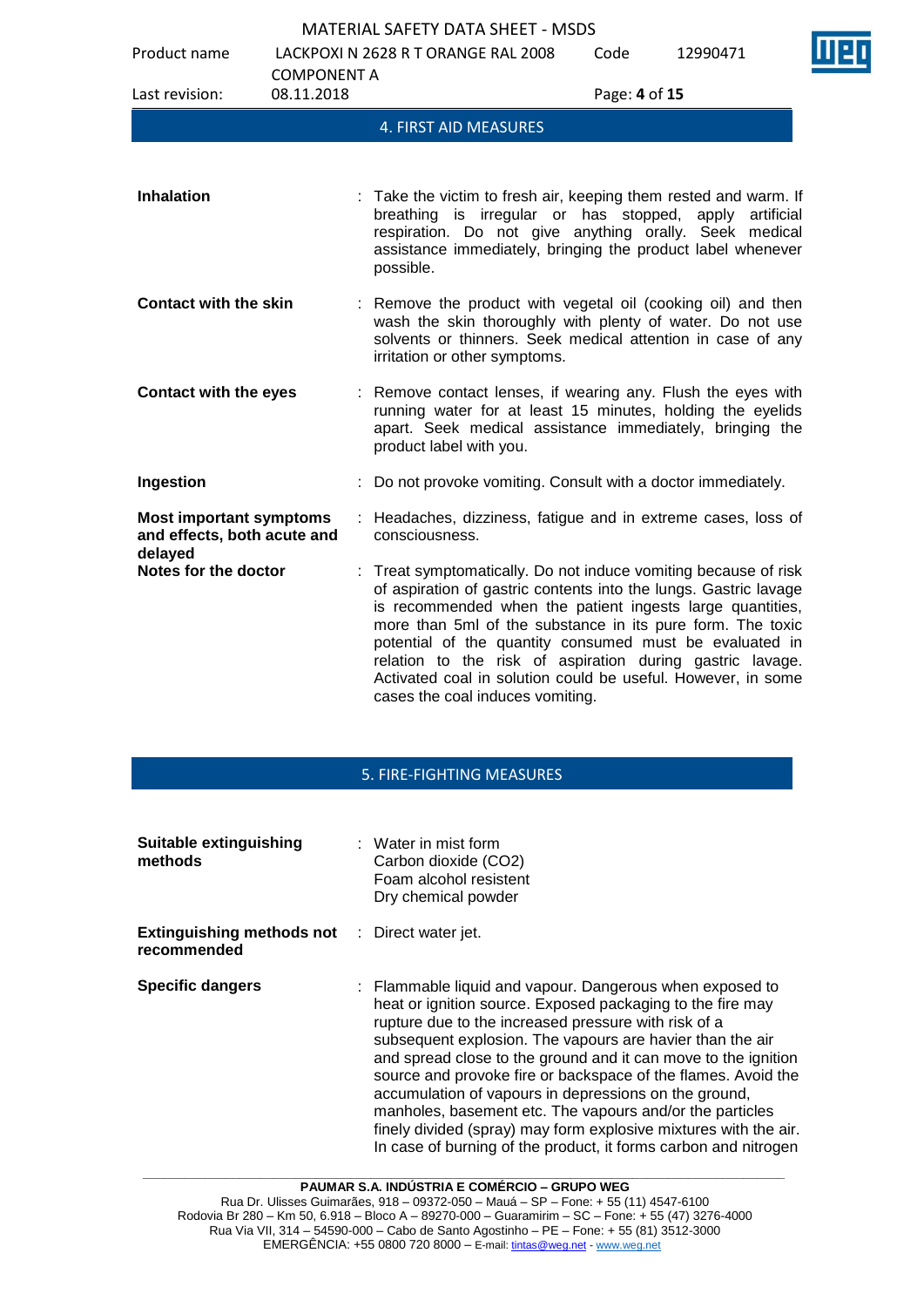## 4. FIRST AID MEASURES

| | |
|---|---|
| **Inhalation** | : Take the victim to fresh air, keeping them rested and warm. If breathing is irregular or has stopped, apply artificial respiration. Do not give anything orally. Seek medical assistance immediately, bringing the product label whenever possible. |
| **Contact with the skin** | : Remove the product with vegetal oil (cooking oil) and then wash the skin thoroughly with plenty of water. Do not use solvents or thinners. Seek medical attention in case of any irritation or other symptoms. |
| **Contact with the eyes** | : Remove contact lenses, if wearing any. Flush the eyes with running water for at least 15 minutes, holding the eyelids apart. Seek medical assistance immediately, bringing the product label with you. |
| **Ingestion** | : Do not provoke vomiting. Consult with a doctor immediately. |
| **Most important symptoms and effects, both acute and delayed** | : Headaches, dizziness, fatigue and in extreme cases, loss of consciousness. |
| **Notes for the doctor** | : Treat symptomatically. Do not induce vomiting because of risk of aspiration of gastric contents into the lungs. Gastric lavage is recommended when the patient ingests large quantities, more than 5ml of the substance in its pure form. The toxic potential of the quantity consumed must be evaluated in relation to the risk of aspiration during gastric lavage. Activated coal in solution could be useful. However, in some cases the coal induces vomiting. |

## 5. FIRE-FIGHTING MEASURES

| | |
|---|---|
| **Suitable extinguishing methods** | : Water in mist form<br>Carbon dioxide (CO2)<br>Foam alcohol resistent<br>Dry chemical powder |
| **Extinguishing methods not recommended** | : Direct water jet. |
| **Specific dangers** | : Flammable liquid and vapour. Dangerous when exposed to heat or ignition source. Exposed packaging to the fire may rupture due to the increased pressure with risk of a subsequent explosion. The vapours are havier than the air and spread close to the ground and it can move to the ignition source and provoke fire or backspace of the flames. Avoid the accumulation of vapours in depressions on the ground, manholes, basement etc. The vapours and/or the particles finely divided (spray) may form explosive mixtures with the air. In case of burning of the product, it forms carbon and nitrogen |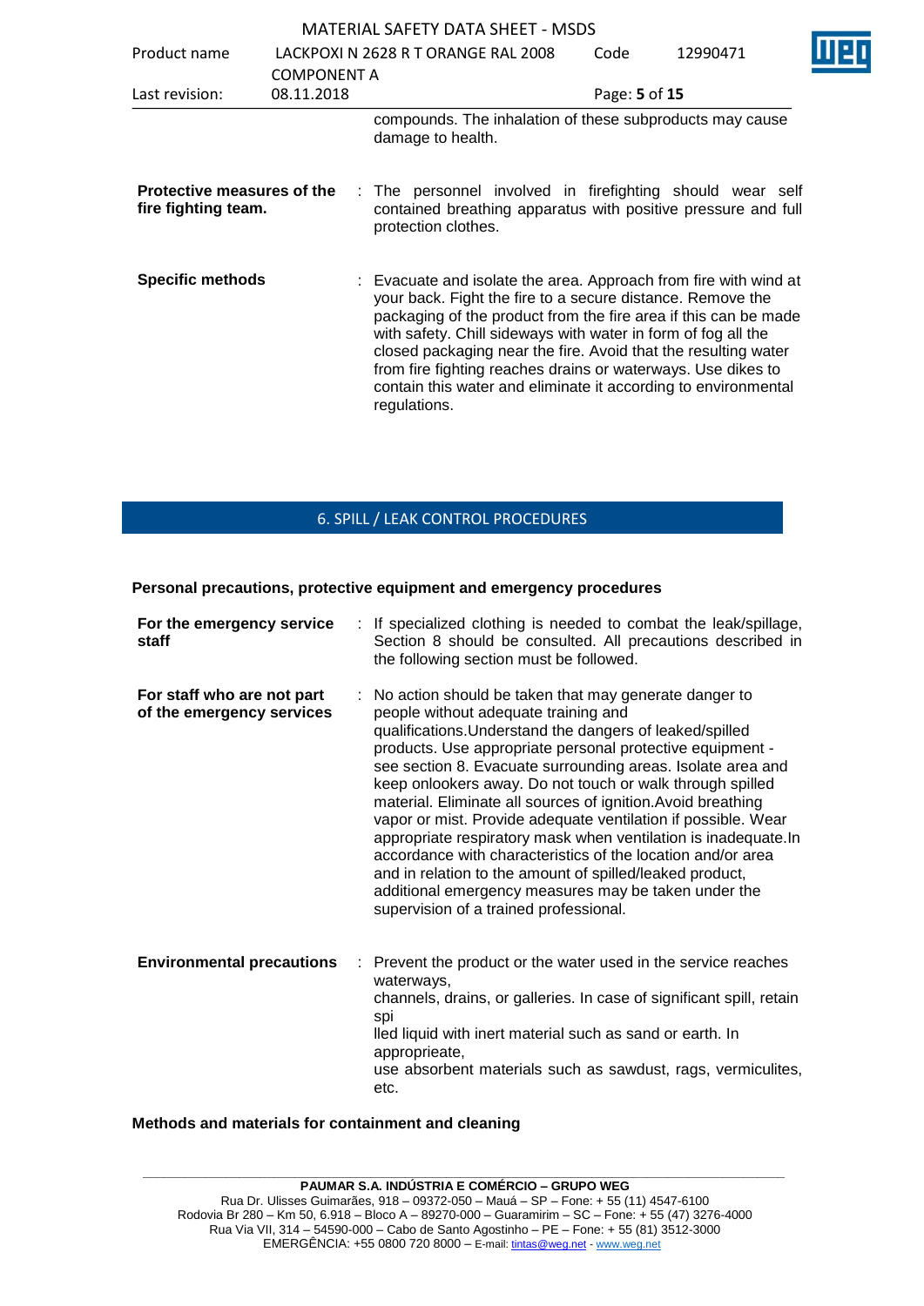compounds. The inhalation of these subproducts may cause damage to health.

| | |
|---|---|
| **Protective measures of the fire fighting team.** | : The personnel involved in firefighting should wear self contained breathing apparatus with positive pressure and full protection clothes. |
| **Specific methods** | : Evacuate and isolate the area. Approach from fire with wind at your back. Fight the fire to a secure distance. Remove the packaging of the product from the fire area if this can be made with safety. Chill sideways with water in form of fog all the closed packaging near the fire. Avoid that the resulting water from fire fighting reaches drains or waterways. Use dikes to contain this water and eliminate it according to environmental regulations. |

## 6. SPILL / LEAK CONTROL PROCEDURES

**Personal precautions, protective equipment and emergency procedures**

| | |
|---|---|
| **For the emergency service staff** | : If specialized clothing is needed to combat the leak/spillage, Section 8 should be consulted. All precautions described in the following section must be followed. |
| **For staff who are not part of the emergency services** | : No action should be taken that may generate danger to people without adequate training and qualifications.Understand the dangers of leaked/spilled products. Use appropriate personal protective equipment - see section 8. Evacuate surrounding areas. Isolate area and keep onlookers away. Do not touch or walk through spilled material. Eliminate all sources of ignition.Avoid breathing vapor or mist. Provide adequate ventilation if possible. Wear appropriate respiratory mask when ventilation is inadequate.In accordance with characteristics of the location and/or area and in relation to the amount of spilled/leaked product, additional emergency measures may be taken under the supervision of a trained professional. |
| **Environmental precautions** | : Prevent the product or the water used in the service reaches waterways, channels, drains, or galleries. In case of significant spill, retain spi lled liquid with inert material such as sand or earth. In apropprieate, use absorbent materials such as sawdust, rags, vermiculites, etc. |

**Methods and materials for containment and cleaning**

**PAUMAR S.A. INDÚSTRIA E COMÉRCIO – GRUPO WEG**
Rua Dr. Ulisses Guimarães, 918 – 09372-050 – Mauá – SP – Fone: + 55 (11) 4547-6100
Rodovia Br 280 – Km 50, 6.918 – Bloco A – 89270-000 – Guaramirim – SC – Fone: + 55 (47) 3276-4000
Rua Via VII, 314 – 54590-000 – Cabo de Santo Agostinho – PE – Fone: + 55 (81) 3512-3000
EMERGÊNCIA: +55 0800 720 8000 – E-mail: tintas@weg.net - www.weg.net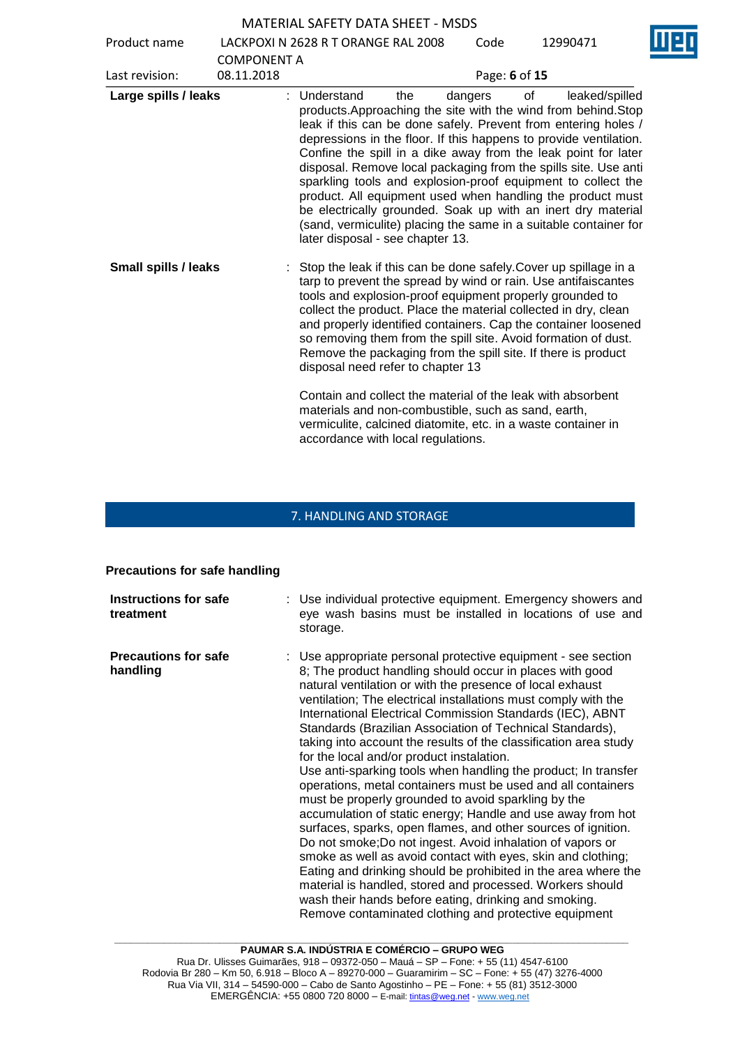| | |
|---|---|
| **Large spills / leaks** | : Understand the dangers of leaked/spilled products.Approaching the site with the wind from behind.Stop leak if this can be done safely. Prevent from entering holes / depressions in the floor. If this happens to provide ventilation. Confine the spill in a dike away from the leak point for later disposal. Remove local packaging from the spills site. Use anti sparkling tools and explosion-proof equipment to collect the product. All equipment used when handling the product must be electrically grounded. Soak up with an inert dry material (sand, vermiculite) placing the same in a suitable container for later disposal - see chapter 13. |
| **Small spills / leaks** | : Stop the leak if this can be done safely.Cover up spillage in a tarp to prevent the spread by wind or rain. Use antifaiscantes tools and explosion-proof equipment properly grounded to collect the product. Place the material collected in dry, clean and properly identified containers. Cap the container loosened so removing them from the spill site. Avoid formation of dust. Remove the packaging from the spill site. If there is product disposal need refer to chapter 13<br><br>Contain and collect the material of the leak with absorbent materials and non-combustible, such as sand, earth, vermiculite, calcined diatomite, etc. in a waste container in accordance with local regulations. |

## 7. HANDLING AND STORAGE

**Precautions for safe handling**

| | |
|---|---|
| **Instructions for safe treatment** | : Use individual protective equipment. Emergency showers and eye wash basins must be installed in locations of use and storage. |
| **Precautions for safe handling** | : Use appropriate personal protective equipment - see section 8; The product handling should occur in places with good natural ventilation or with the presence of local exhaust ventilation; The electrical installations must comply with the International Electrical Commission Standards (IEC), ABNT Standards (Brazilian Association of Technical Standards), taking into account the results of the classification area study for the local and/or product instalation.<br>Use anti-sparking tools when handling the product; In transfer operations, metal containers must be used and all containers must be properly grounded to avoid sparkling by the accumulation of static energy; Handle and use away from hot surfaces, sparks, open flames, and other sources of ignition. Do not smoke;Do not ingest. Avoid inhalation of vapors or smoke as well as avoid contact with eyes, skin and clothing; Eating and drinking should be prohibited in the area where the material is handled, stored and processed. Workers should wash their hands before eating, drinking and smoking. Remove contaminated clothing and protective equipment |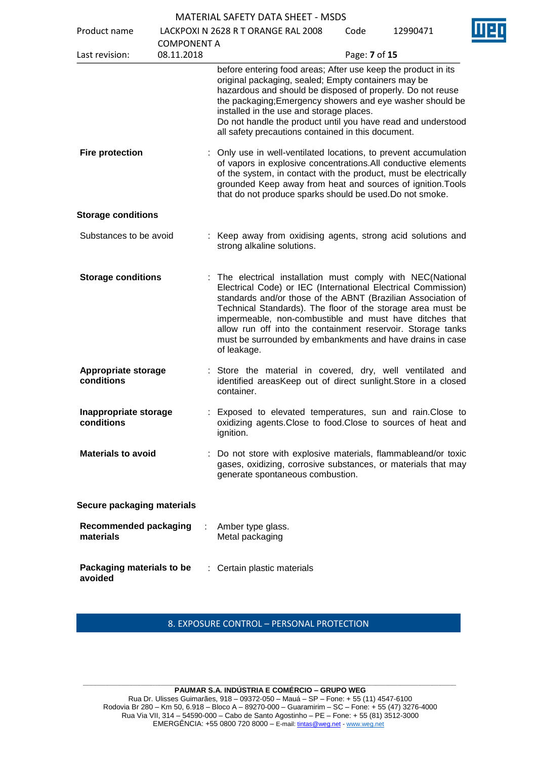before entering food areas; After use keep the product in its original packaging, sealed; Empty containers may be hazardous and should be disposed of properly. Do not reuse the packaging;Emergency showers and eye washer should be installed in the use and storage places.
Do not handle the product until you have read and understood all safety precautions contained in this document.

**Fire protection** : Only use in well-ventilated locations, to prevent accumulation of vapors in explosive concentrations.All conductive elements of the system, in contact with the product, must be electrically grounded Keep away from heat and sources of ignition.Tools that do not produce sparks should be used.Do not smoke.

**Storage conditions**

Substances to be avoid : Keep away from oxidising agents, strong acid solutions and strong alkaline solutions.

**Storage conditions** : The electrical installation must comply with NEC(National Electrical Code) or IEC (International Electrical Commission) standards and/or those of the ABNT (Brazilian Association of Technical Standards). The floor of the storage area must be impermeable, non-combustible and must have ditches that allow run off into the containment reservoir. Storage tanks must be surrounded by embankments and have drains in case of leakage.

**Appropriate storage conditions** : Store the material in covered, dry, well ventilated and identified areasKeep out of direct sunlight.Store in a closed container.

**Inappropriate storage conditions** : Exposed to elevated temperatures, sun and rain.Close to oxidizing agents.Close to food.Close to sources of heat and ignition.

**Materials to avoid** : Do not store with explosive materials, flammableand/or toxic gases, oxidizing, corrosive substances, or materials that may generate spontaneous combustion.

**Secure packaging materials**

**Recommended packaging materials** : Amber type glass.
Metal packaging

**Packaging materials to be avoided** : Certain plastic materials

## 8. EXPOSURE CONTROL – PERSONAL PROTECTION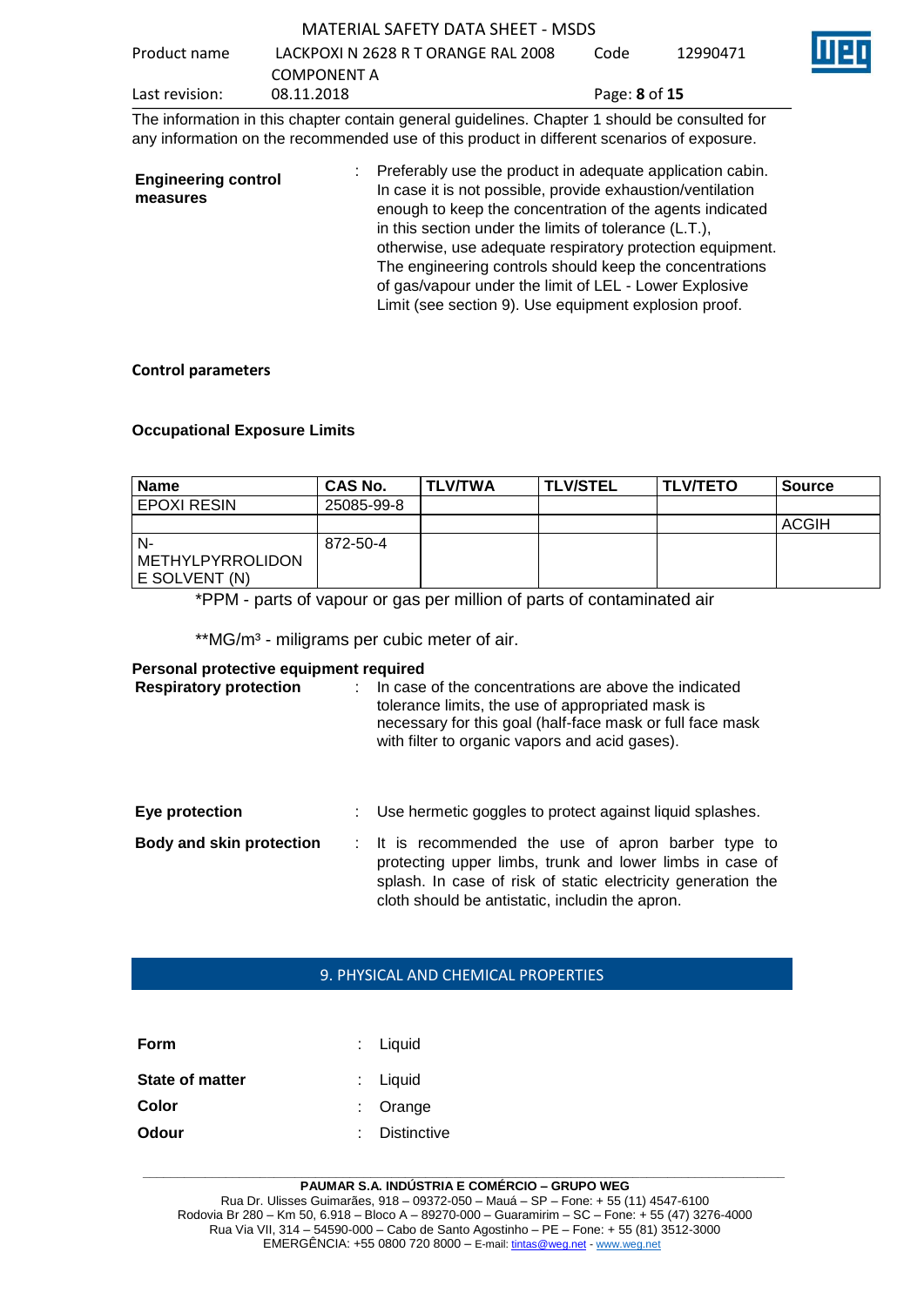The information in this chapter contain general guidelines. Chapter 1 should be consulted for any information on the recommended use of this product in different scenarios of exposure.

**Engineering control measures** : Preferably use the product in adequate application cabin. In case it is not possible, provide exhaustion/ventilation enough to keep the concentration of the agents indicated in this section under the limits of tolerance (L.T.), otherwise, use adequate respiratory protection equipment. The engineering controls should keep the concentrations of gas/vapour under the limit of LEL - Lower Explosive Limit (see section 9). Use equipment explosion proof.

**Control parameters**

**Occupational Exposure Limits**

| Name | CAS No. | TLV/TWA | TLV/STEL | TLV/TETO | Source |
|---|---|---|---|---|---|
| EPOXI RESIN | 25085-99-8 | | | | |
| | | | | | ACGIH |
| N-METHYLPYRROLIDONE SOLVENT (N) | 872-50-4 | | | | |

*PPM - parts of vapour or gas per million of parts of contaminated air

**MG/m³ - miligrams per cubic meter of air.

**Personal protective equipment required**

**Respiratory protection** : In case of the concentrations are above the indicated tolerance limits, the use of appropriated mask is necessary for this goal (half-face mask or full face mask with filter to organic vapors and acid gases).

**Eye protection** : Use hermetic goggles to protect against liquid splashes.

**Body and skin protection** : It is recommended the use of apron barber type to protecting upper limbs, trunk and lower limbs in case of splash. In case of risk of static electricity generation the cloth should be antistatic, includin the apron.

## 9. PHYSICAL AND CHEMICAL PROPERTIES

**Form** : Liquid

**State of matter** : Liquid

**Color** : Orange

**Odour** : Distinctive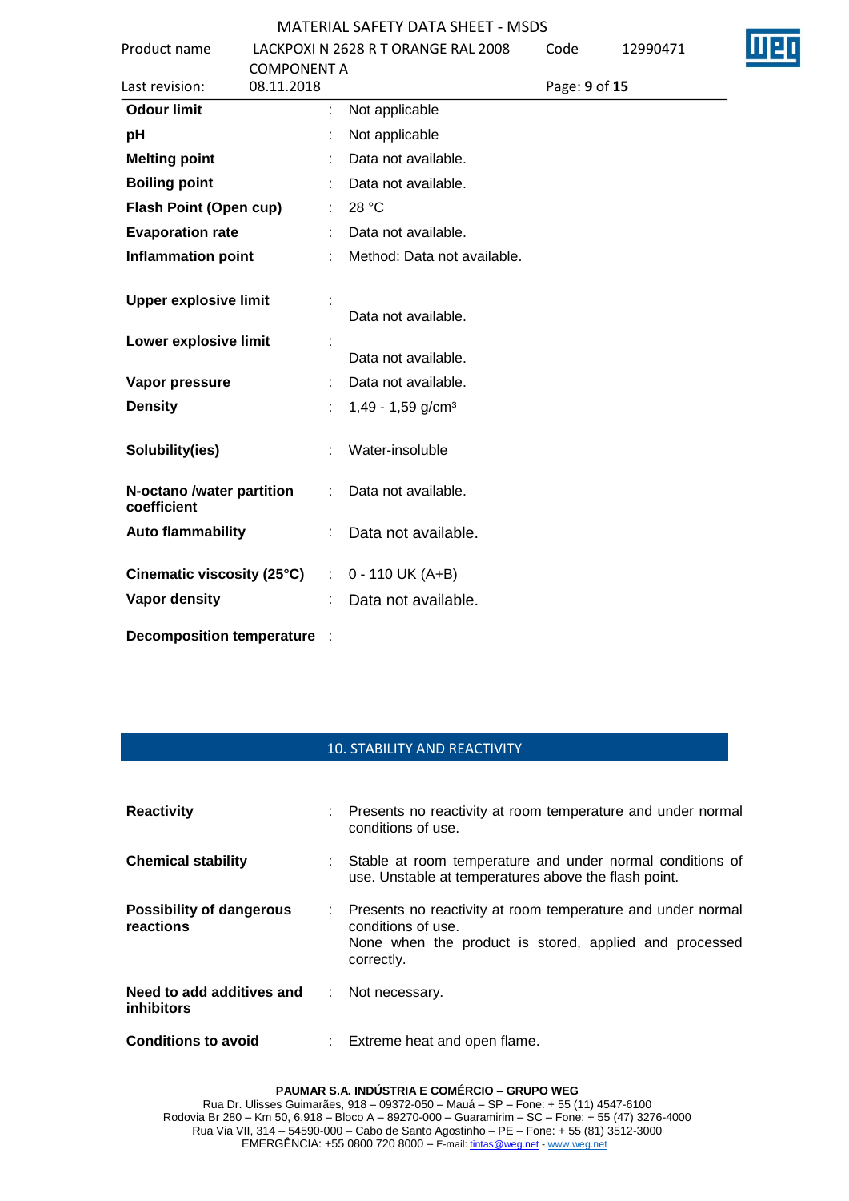| | | |
|---|---|---|
| **Odour limit** | : | Not applicable |
| **pH** | : | Not applicable |
| **Melting point** | : | Data not available. |
| **Boiling point** | : | Data not available. |
| **Flash Point (Open cup)** | : | 28 °C |
| **Evaporation rate** | : | Data not available. |
| **Inflammation point** | : | Method: Data not available. |
| **Upper explosive limit** | : | Data not available. |
| **Lower explosive limit** | : | Data not available. |
| **Vapor pressure** | : | Data not available. |
| **Density** | : | 1,49 - 1,59 g/cm³ |
| **Solubility(ies)** | : | Water-insoluble |
| **N-octano /water partition coefficient** | : | Data not available. |
| **Auto flammability** | : | Data not available. |
| **Cinematic viscosity (25°C)** | : | 0 - 110 UK (A+B) |
| **Vapor density** | : | Data not available. |
| **Decomposition temperature** | : | |

## 10. STABILITY AND REACTIVITY

| | | |
|---|---|---|
| **Reactivity** | : | Presents no reactivity at room temperature and under normal conditions of use. |
| **Chemical stability** | : | Stable at room temperature and under normal conditions of use. Unstable at temperatures above the flash point. |
| **Possibility of dangerous reactions** | : | Presents no reactivity at room temperature and under normal conditions of use. None when the product is stored, applied and processed correctly. |
| **Need to add additives and inhibitors** | : | Not necessary. |
| **Conditions to avoid** | : | Extreme heat and open flame. |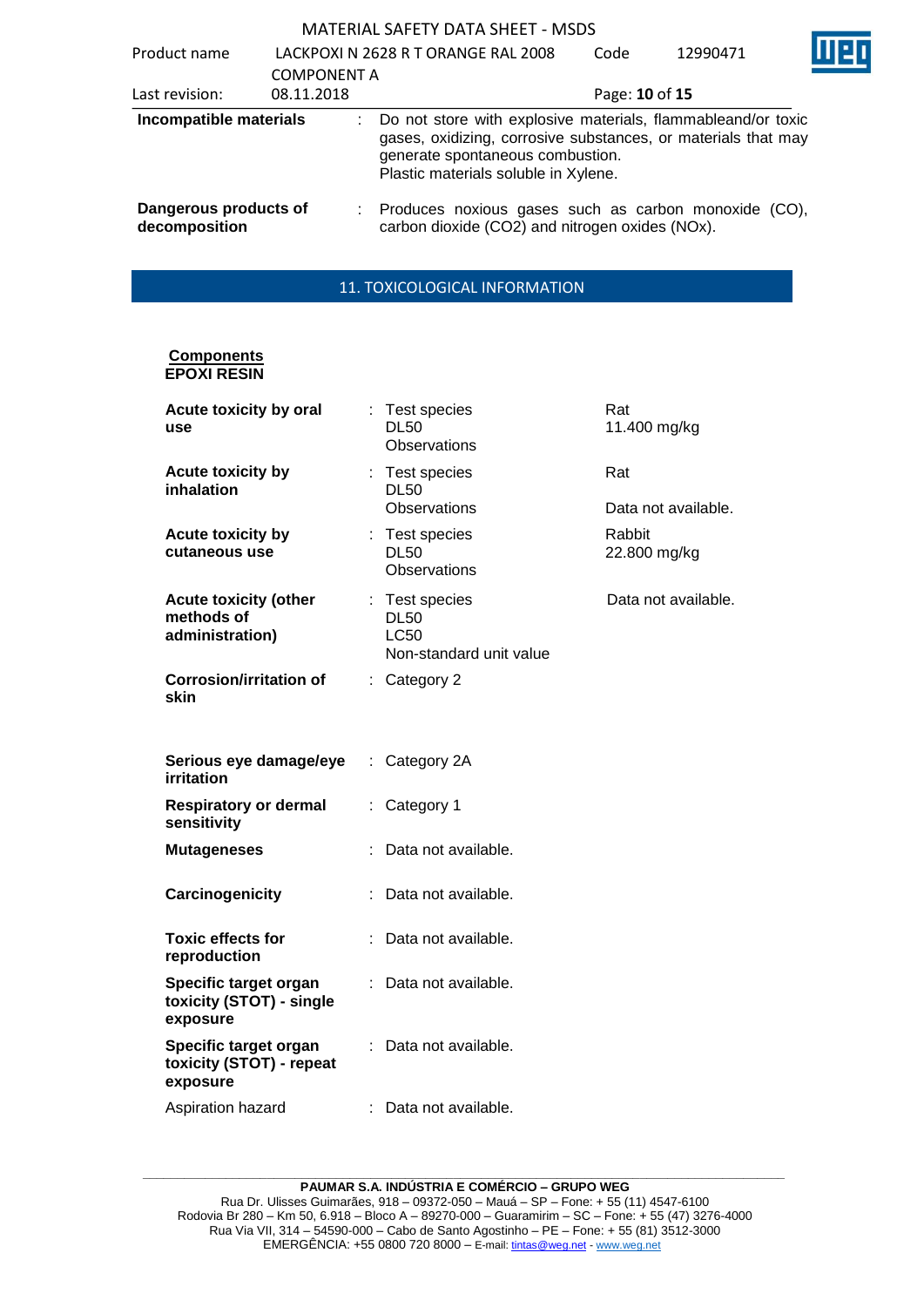| | | |
|---|---|---|
| **Incompatible materials** | : | Do not store with explosive materials, flammableand/or toxic gases, oxidizing, corrosive substances, or materials that may generate spontaneous combustion. Plastic materials soluble in Xylene. |
| **Dangerous products of decomposition** | : | Produces noxious gases such as carbon monoxide (CO), carbon dioxide ($CO_2$) and nitrogen oxides (NOx). |

## 11. TOXICOLOGICAL INFORMATION

**Components**
**EPOXI RESIN**

| | | | |
|---|---|---|---|
| **Acute toxicity by oral use** | : | Test species<br>DL50<br>Observations | Rat<br>11.400 mg/kg |
| **Acute toxicity by inhalation** | : | Test species<br>DL50<br>Observations | Rat<br><br>Data not available. |
| **Acute toxicity by cutaneous use** | : | Test species<br>DL50<br>Observations | Rabbit<br>22.800 mg/kg |
| **Acute toxicity (other methods of administration)** | : | Test species<br>DL50<br>LC50<br>Non-standard unit value | Data not available. |
| **Corrosion/irritation of skin** | : | Category 2 | |
| **Serious eye damage/eye irritation** | : | Category 2A | |
| **Respiratory or dermal sensitivity** | : | Category 1 | |
| **Mutageneses** | : | Data not available. | |
| **Carcinogenicity** | : | Data not available. | |
| **Toxic effects for reproduction** | : | Data not available. | |
| **Specific target organ toxicity (STOT) - single exposure** | : | Data not available. | |
| **Specific target organ toxicity (STOT) - repeat exposure** | : | Data not available. | |
| Aspiration hazard | : | Data not available. | |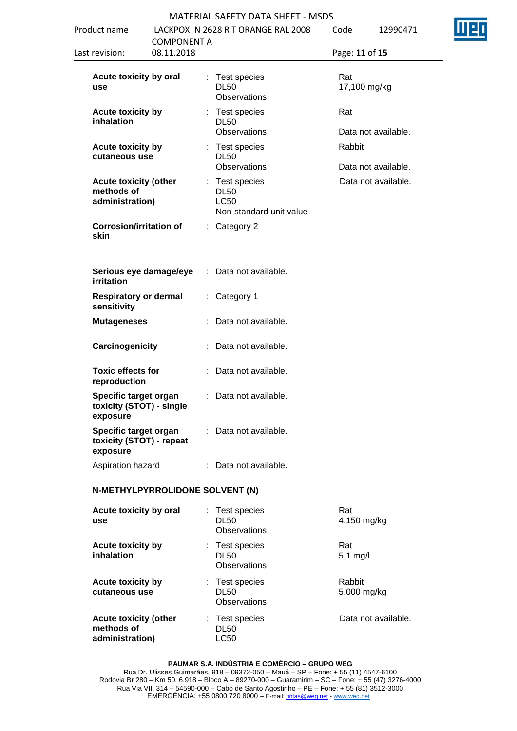| | | |
|---|---|---|
| **Acute toxicity by oral use** | : Test species<br>DL50<br>Observations | Rat<br>17,100 mg/kg |
| **Acute toxicity by inhalation** | : Test species<br>DL50<br>Observations | Rat<br><br>Data not available. |
| **Acute toxicity by cutaneous use** | : Test species<br>DL50<br>Observations | Rabbit<br><br>Data not available. |
| **Acute toxicity (other methods of administration)** | : Test species<br>DL50<br>LC50<br>Non-standard unit value | Data not available. |
| **Corrosion/irritation of skin** | : Category 2 | |
| **Serious eye damage/eye irritation** | : Data not available. | |
| **Respiratory or dermal sensitivity** | : Category 1 | |
| **Mutageneses** | : Data not available. | |
| **Carcinogenicity** | : Data not available. | |
| **Toxic effects for reproduction** | : Data not available. | |
| **Specific target organ toxicity (STOT) - single exposure** | : Data not available. | |
| **Specific target organ toxicity (STOT) - repeat exposure** | : Data not available. | |
| Aspiration hazard | : Data not available. | |

**N-METHYLPYRROLIDONE SOLVENT (N)**

| | | |
|---|---|---|
| **Acute toxicity by oral use** | : Test species<br>DL50<br>Observations | Rat<br>4.150 mg/kg |
| **Acute toxicity by inhalation** | : Test species<br>DL50<br>Observations | Rat<br>5,1 mg/l |
| **Acute toxicity by cutaneous use** | : Test species<br>DL50<br>Observations | Rabbit<br>5.000 mg/kg |
| **Acute toxicity (other methods of administration)** | : Test species<br>DL50<br>LC50 | Data not available. |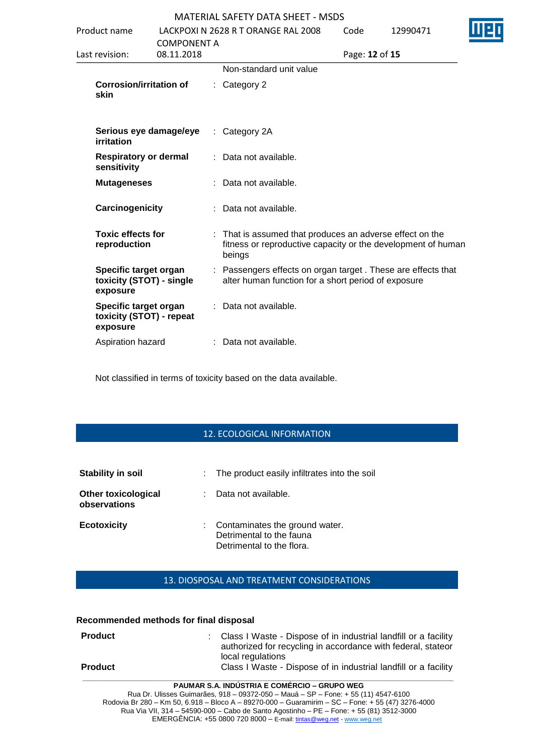Non-standard unit value

| | | |
|---|---|---|
| **Corrosion/irritation of skin** | : | Category 2 |
| **Serious eye damage/eye irritation** | : | Category 2A |
| **Respiratory or dermal sensitivity** | : | Data not available. |
| **Mutageneses** | : | Data not available. |
| **Carcinogenicity** | : | Data not available. |
| **Toxic effects for reproduction** | : | That is assumed that produces an adverse effect on the fitness or reproductive capacity or the development of human beings |
| **Specific target organ toxicity (STOT) - single exposure** | : | Passengers effects on organ target . These are effects that alter human function for a short period of exposure |
| **Specific target organ toxicity (STOT) - repeat exposure** | : | Data not available. |
| Aspiration hazard | : | Data not available. |

Not classified in terms of toxicity based on the data available.

## 12. ECOLOGICAL INFORMATION

| | | |
|---|---|---|
| **Stability in soil** | : | The product easily infiltrates into the soil |
| **Other toxicological observations** | : | Data not available. |
| **Ecotoxicity** | : | Contaminates the ground water.<br>Detrimental to the fauna<br>Detrimental to the flora. |

## 13. DIOSPOSAL AND TREATMENT CONSIDERATIONS

**Recommended methods for final disposal**

| | | |
|---|---|---|
| **Product** | : | Class I Waste - Dispose of in industrial landfill or a facility authorized for recycling in accordance with federal, stateor local regulations |
| **Product** | | Class I Waste - Dispose of in industrial landfill or a facility |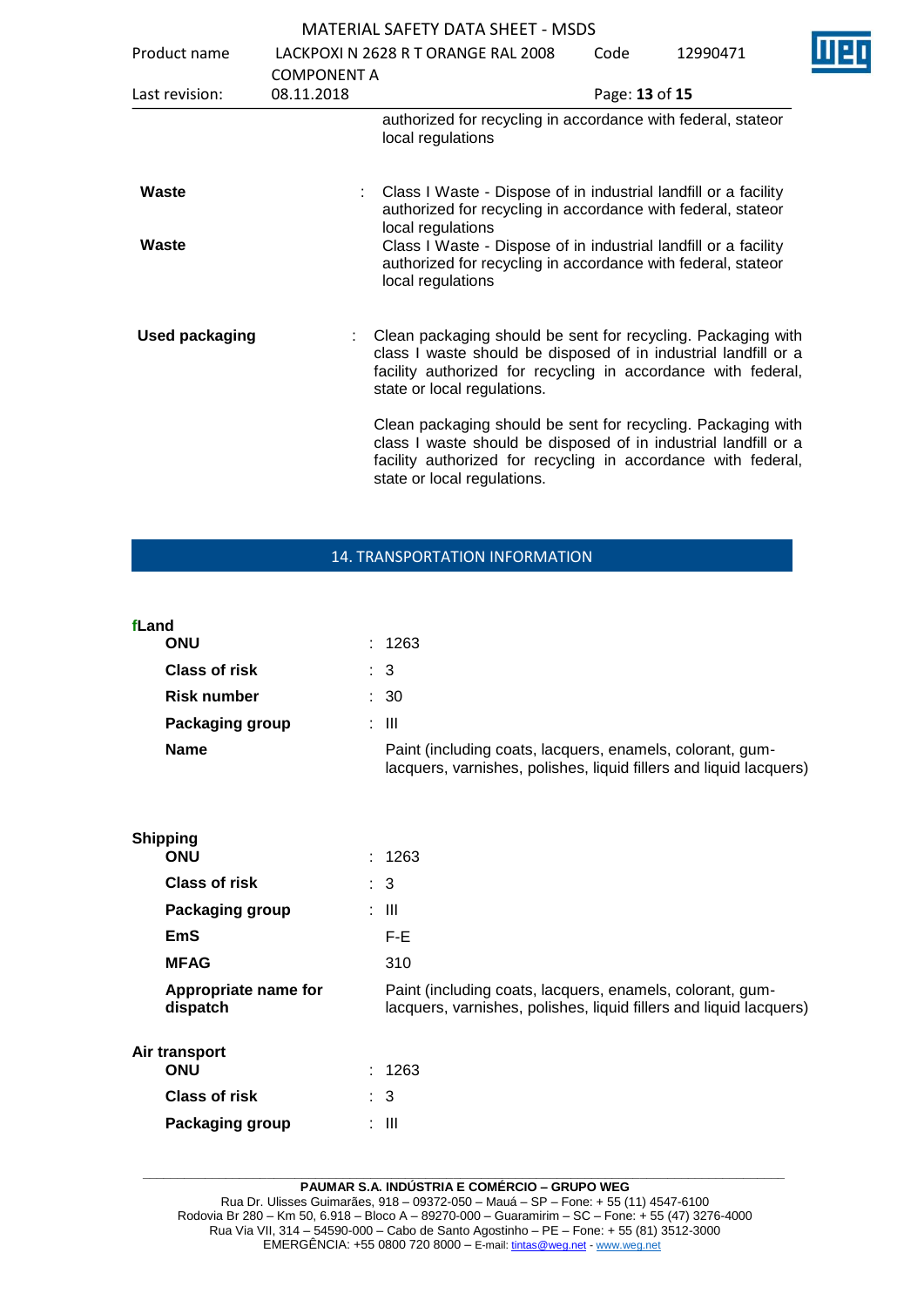authorized for recycling in accordance with federal, stateor local regulations

| | | |
|---|---|---|
| **Waste** | : | Class I Waste - Dispose of in industrial landfill or a facility authorized for recycling in accordance with federal, stateor local regulations |
| **Waste** | | Class I Waste - Dispose of in industrial landfill or a facility authorized for recycling in accordance with federal, stateor local regulations |
| **Used packaging** | : | Clean packaging should be sent for recycling. Packaging with class I waste should be disposed of in industrial landfill or a facility authorized for recycling in accordance with federal, state or local regulations.<br><br>Clean packaging should be sent for recycling. Packaging with class I waste should be disposed of in industrial landfill or a facility authorized for recycling in accordance with federal, state or local regulations. |

## 14. TRANSPORTATION INFORMATION

**fLand**

| | | |
|---|---|---|
| **ONU** | : | 1263 |
| **Class of risk** | : | 3 |
| **Risk number** | : | 30 |
| **Packaging group** | : | III |
| **Name** | | Paint (including coats, lacquers, enamels, colorant, gum-lacquers, varnishes, polishes, liquid fillers and liquid lacquers) |

**Shipping**

| | | |
|---|---|---|
| **ONU** | : | 1263 |
| **Class of risk** | : | 3 |
| **Packaging group** | : | III |
| **EmS** | | F-E |
| **MFAG** | | 310 |
| **Appropriate name for dispatch** | | Paint (including coats, lacquers, enamels, colorant, gum-lacquers, varnishes, polishes, liquid fillers and liquid lacquers) |

**Air transport**

| | | |
|---|---|---|
| **ONU** | : | 1263 |
| **Class of risk** | : | 3 |
| **Packaging group** | : | III |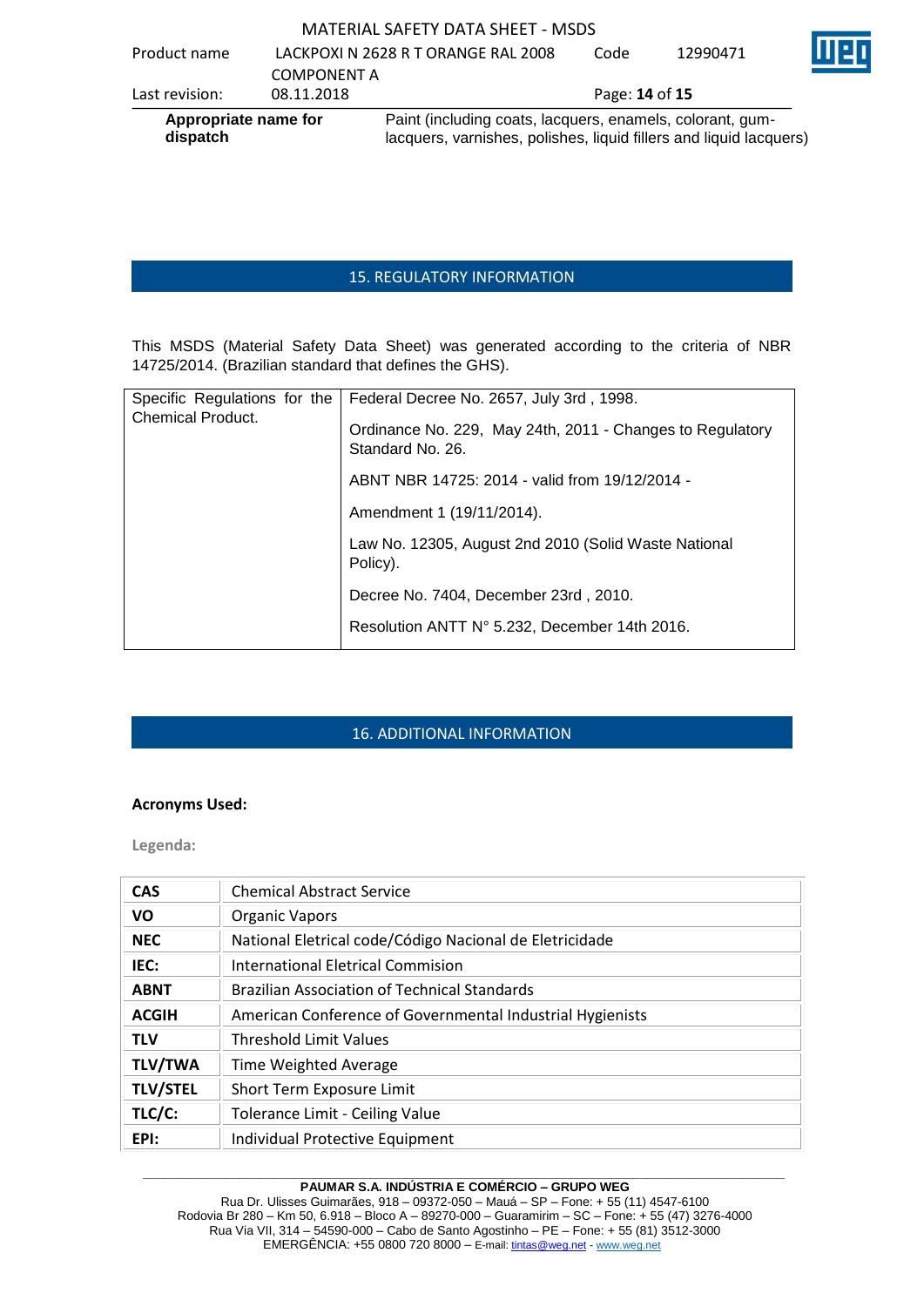| **Appropriate name for dispatch** | Paint (including coats, lacquers, enamels, colorant, gum-lacquers, varnishes, polishes, liquid fillers and liquid lacquers) |
|---|---|

## 15. REGULATORY INFORMATION

This MSDS (Material Safety Data Sheet) was generated according to the criteria of NBR 14725/2014. (Brazilian standard that defines the GHS).

| Specific Regulations for the Chemical Product. | Federal Decree No. 2657, July 3rd , 1998. |
|---|---|
| | Ordinance No. 229, May 24th, 2011 - Changes to Regulatory Standard No. 26. |
| | ABNT NBR 14725: 2014 - valid from 19/12/2014 - |
| | Amendment 1 (19/11/2014). |
| | Law No. 12305, August 2nd 2010 (Solid Waste National Policy). |
| | Decree No. 7404, December 23rd , 2010. |
| | Resolution ANTT N° 5.232, December 14th 2016. |

## 16. ADDITIONAL INFORMATION

**Acronyms Used:**

**Legenda:**

| **CAS** | Chemical Abstract Service |
|---|---|
| **VO** | Organic Vapors |
| **NEC** | National Eletrical code/Código Nacional de Eletricidade |
| **IEC:** | International Eletrical Commision |
| **ABNT** | Brazilian Association of Technical Standards |
| **ACGIH** | American Conference of Governmental Industrial Hygienists |
| **TLV** | Threshold Limit Values |
| **TLV/TWA** | Time Weighted Average |
| **TLV/STEL** | Short Term Exposure Limit |
| **TLC/C:** | Tolerance Limit - Ceiling Value |
| **EPI:** | Individual Protective Equipment |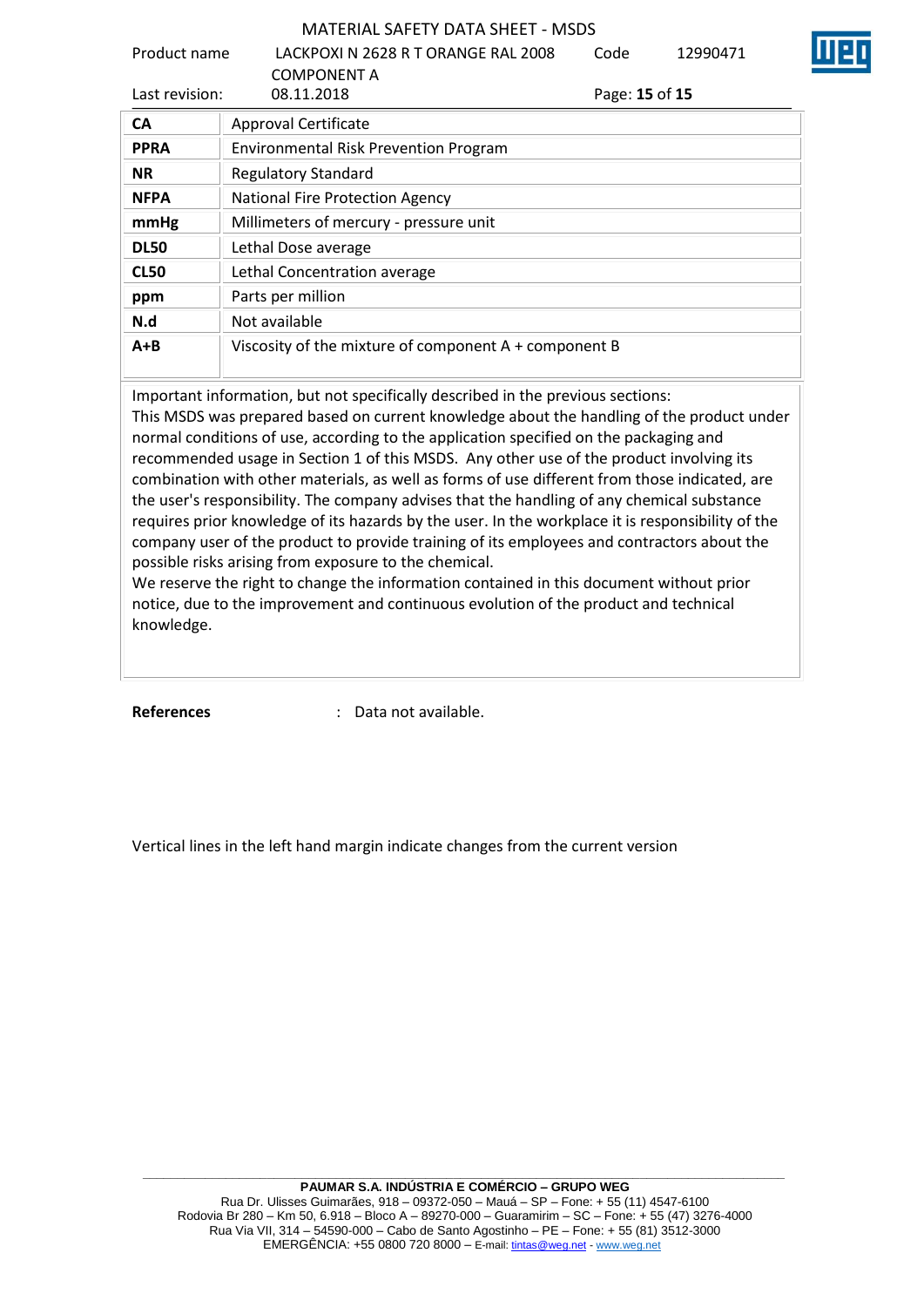| | |
|---|---|
| **CA** | Approval Certificate |
| **PPRA** | Environmental Risk Prevention Program |
| **NR** | Regulatory Standard |
| **NFPA** | National Fire Protection Agency |
| **mmHg** | Millimeters of mercury - pressure unit |
| **DL50** | Lethal Dose average |
| **CL50** | Lethal Concentration average |
| **ppm** | Parts per million |
| **N.d** | Not available |
| **A+B** | Viscosity of the mixture of component A + component B |

Important information, but not specifically described in the previous sections:
This MSDS was prepared based on current knowledge about the handling of the product under normal conditions of use, according to the application specified on the packaging and recommended usage in Section 1 of this MSDS. Any other use of the product involving its combination with other materials, as well as forms of use different from those indicated, are the user's responsibility. The company advises that the handling of any chemical substance requires prior knowledge of its hazards by the user. In the workplace it is responsibility of the company user of the product to provide training of its employees and contractors about the possible risks arising from exposure to the chemical.
We reserve the right to change the information contained in this document without prior notice, due to the improvement and continuous evolution of the product and technical knowledge.

**References** : Data not available.

Vertical lines in the left hand margin indicate changes from the current version

**PAUMAR S.A. INDÚSTRIA E COMÉRCIO – GRUPO WEG**
Rua Dr. Ulisses Guimarães, 918 – 09372-050 – Mauá – SP – Fone: + 55 (11) 4547-6100
Rodovia Br 280 – Km 50, 6.918 – Bloco A – 89270-000 – Guaramirim – SC – Fone: + 55 (47) 3276-4000
Rua Via VII, 314 – 54590-000 – Cabo de Santo Agostinho – PE – Fone: + 55 (81) 3512-3000
EMERGÊNCIA: +55 0800 720 8000 – E-mail: tintas@weg.net - www.weg.net